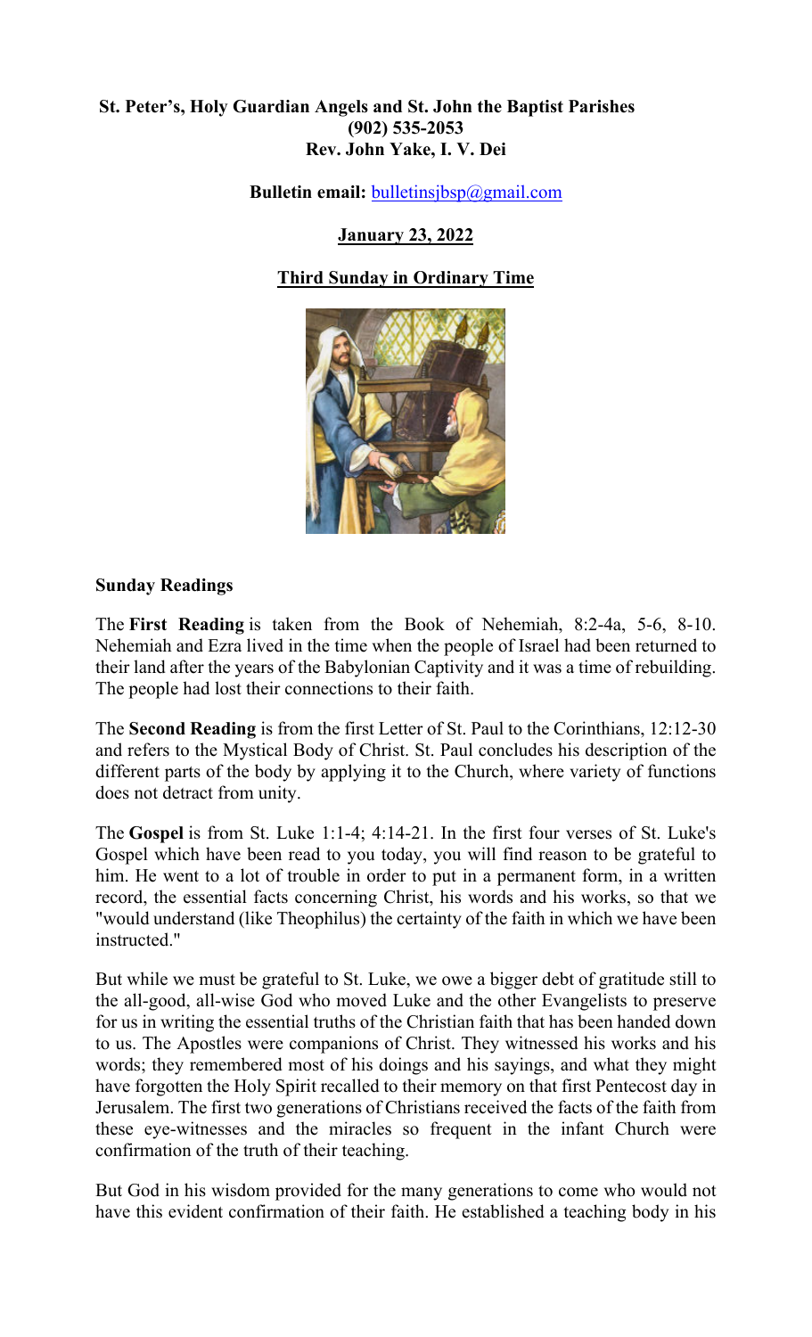**St. Peter's, Holy Guardian Angels and St. John the Baptist Parishes**
**(902) 535-2053**
**Rev. John Yake, I. V. Dei**

**Bulletin email:** bulletinsjbsp@gmail.com

**January 23, 2022**

**Third Sunday in Ordinary Time**

## Sunday Readings

The **First Reading** is taken from the Book of Nehemiah, 8:2-4a, 5-6, 8-10. Nehemiah and Ezra lived in the time when the people of Israel had been returned to their land after the years of the Babylonian Captivity and it was a time of rebuilding. The people had lost their connections to their faith.

The **Second Reading** is from the first Letter of St. Paul to the Corinthians, 12:12-30 and refers to the Mystical Body of Christ. St. Paul concludes his description of the different parts of the body by applying it to the Church, where variety of functions does not detract from unity.

The **Gospel** is from St. Luke 1:1-4; 4:14-21. In the first four verses of St. Luke's Gospel which have been read to you today, you will find reason to be grateful to him. He went to a lot of trouble in order to put in a permanent form, in a written record, the essential facts concerning Christ, his words and his works, so that we "would understand (like Theophilus) the certainty of the faith in which we have been instructed."

But while we must be grateful to St. Luke, we owe a bigger debt of gratitude still to the all-good, all-wise God who moved Luke and the other Evangelists to preserve for us in writing the essential truths of the Christian faith that has been handed down to us. The Apostles were companions of Christ. They witnessed his works and his words; they remembered most of his doings and his sayings, and what they might have forgotten the Holy Spirit recalled to their memory on that first Pentecost day in Jerusalem. The first two generations of Christians received the facts of the faith from these eye-witnesses and the miracles so frequent in the infant Church were confirmation of the truth of their teaching.

But God in his wisdom provided for the many generations to come who would not have this evident confirmation of their faith. He established a teaching body in his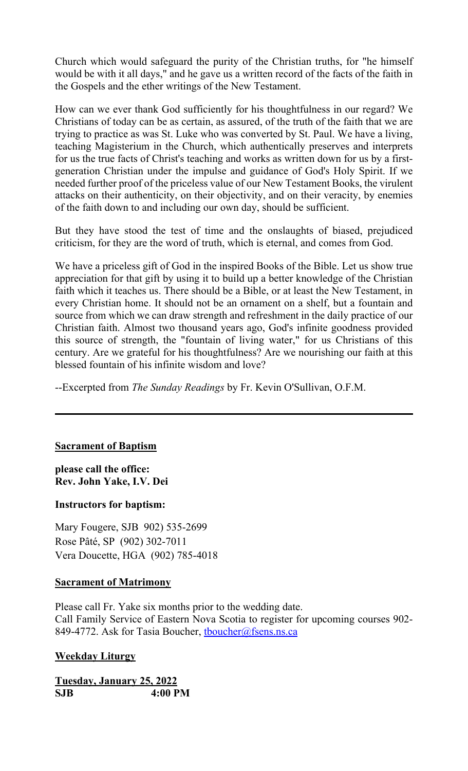Church which would safeguard the purity of the Christian truths, for "he himself would be with it all days," and he gave us a written record of the facts of the faith in the Gospels and the ether writings of the New Testament.

How can we ever thank God sufficiently for his thoughtfulness in our regard? We Christians of today can be as certain, as assured, of the truth of the faith that we are trying to practice as was St. Luke who was converted by St. Paul. We have a living, teaching Magisterium in the Church, which authentically preserves and interprets for us the true facts of Christ's teaching and works as written down for us by a first-generation Christian under the impulse and guidance of God's Holy Spirit. If we needed further proof of the priceless value of our New Testament Books, the virulent attacks on their authenticity, on their objectivity, and on their veracity, by enemies of the faith down to and including our own day, should be sufficient.

But they have stood the test of time and the onslaughts of biased, prejudiced criticism, for they are the word of truth, which is eternal, and comes from God.

We have a priceless gift of God in the inspired Books of the Bible. Let us show true appreciation for that gift by using it to build up a better knowledge of the Christian faith which it teaches us. There should be a Bible, or at least the New Testament, in every Christian home. It should not be an ornament on a shelf, but a fountain and source from which we can draw strength and refreshment in the daily practice of our Christian faith. Almost two thousand years ago, God's infinite goodness provided this source of strength, the "fountain of living water," for us Christians of this century. Are we grateful for his thoughtfulness? Are we nourishing our faith at this blessed fountain of his infinite wisdom and love?

--Excerpted from *The Sunday Readings* by Fr. Kevin O'Sullivan, O.F.M.

---

**Sacrament of Baptism**

**please call the office:**
**Rev. John Yake, I.V. Dei**

**Instructors for baptism:**

Mary Fougere, SJB 902) 535-2699
Rose Pâté, SP (902) 302-7011
Vera Doucette, HGA (902) 785-4018

**Sacrament of Matrimony**

Please call Fr. Yake six months prior to the wedding date.
Call Family Service of Eastern Nova Scotia to register for upcoming courses 902-849-4772. Ask for Tasia Boucher, tboucher@fsens.ns.ca

**Weekday Liturgy**

**Tuesday, January 25, 2022**
**SJB 4:00 PM**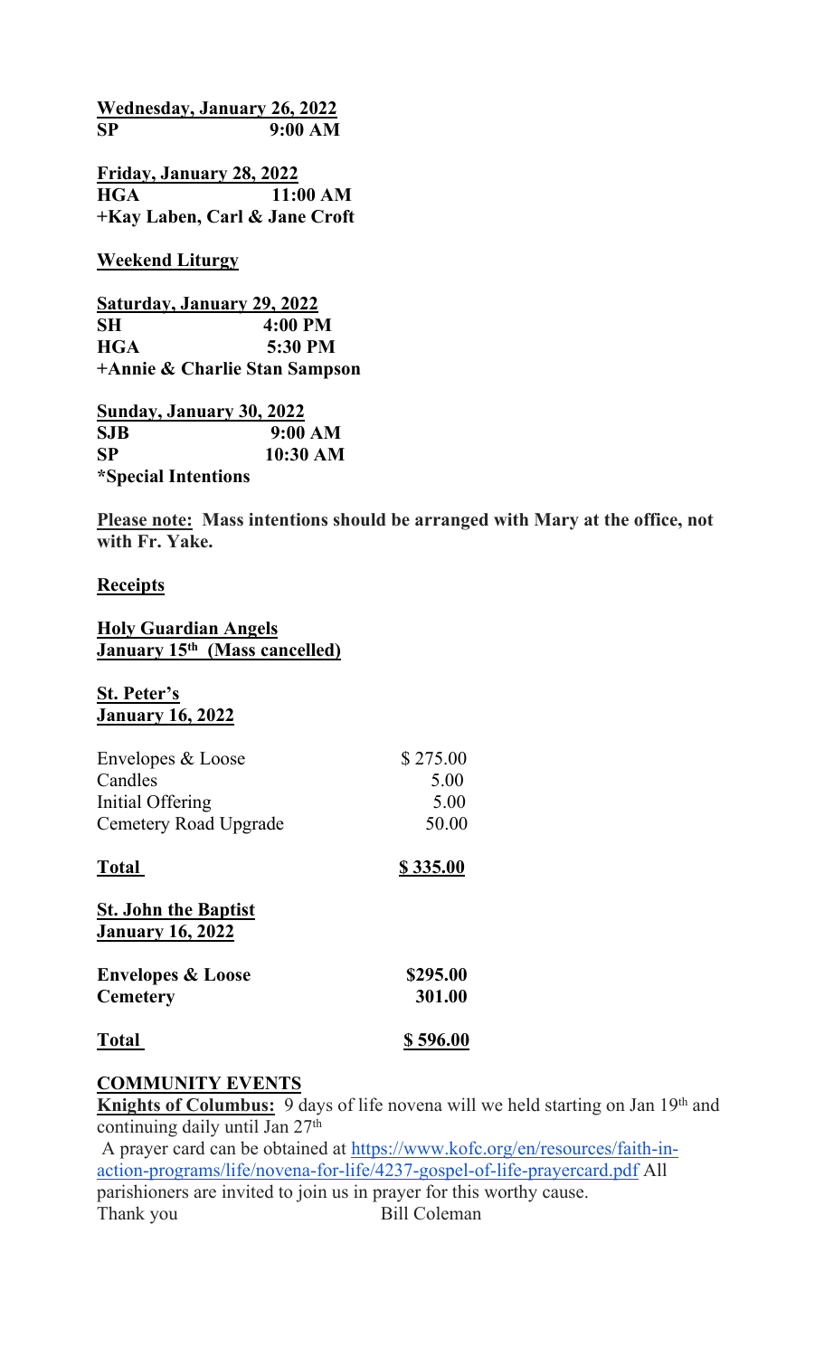**Wednesday, January 26, 2022**
**SP 9:00 AM**

**Friday, January 28, 2022**
**HGA 11:00 AM**
**+Kay Laben, Carl & Jane Croft**

**Weekend Liturgy**

**Saturday, January 29, 2022**
**SH 4:00 PM**
**HGA 5:30 PM**
**+Annie & Charlie Stan Sampson**

**Sunday, January 30, 2022**
**SJB 9:00 AM**
**SP 10:30 AM**
***Special Intentions**

**Please note: Mass intentions should be arranged with Mary at the office, not with Fr. Yake.**

**Receipts**

**Holy Guardian Angels**
**January 15th (Mass cancelled)**

**St. Peter's**
**January 16, 2022**

| | |
|---|---|
| Envelopes & Loose | $ 275.00 |
| Candles | 5.00 |
| Initial Offering | 5.00 |
| Cemetery Road Upgrade | 50.00 |
| **Total** | **$ 335.00** |

**St. John the Baptist**
**January 16, 2022**

| | |
|---|---|
| **Envelopes & Loose** | **$295.00** |
| **Cemetery** | **301.00** |
| **Total** | **$ 596.00** |

**COMMUNITY EVENTS**

**Knights of Columbus:** 9 days of life novena will we held starting on Jan 19th and continuing daily until Jan 27th

A prayer card can be obtained at https://www.kofc.org/en/resources/faith-in-action-programs/life/novena-for-life/4237-gospel-of-life-prayercard.pdf All parishioners are invited to join us in prayer for this worthy cause.
Thank you Bill Coleman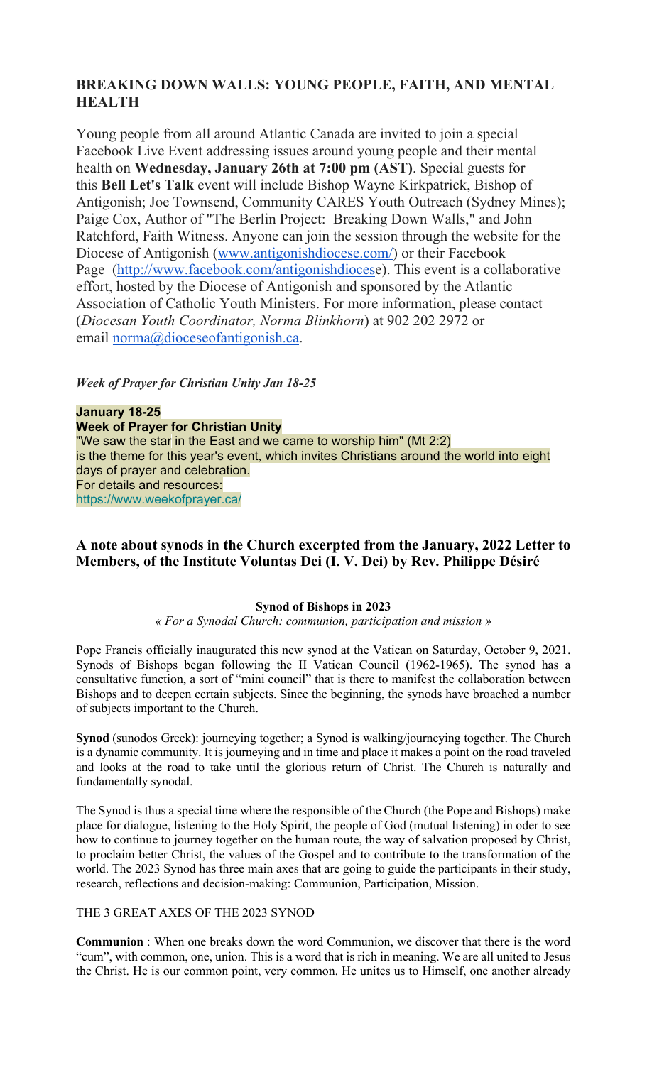## BREAKING DOWN WALLS: YOUNG PEOPLE, FAITH, AND MENTAL HEALTH

Young people from all around Atlantic Canada are invited to join a special Facebook Live Event addressing issues around young people and their mental health on **Wednesday, January 26th at 7:00 pm (AST)**. Special guests for this **Bell Let's Talk** event will include Bishop Wayne Kirkpatrick, Bishop of Antigonish; Joe Townsend, Community CARES Youth Outreach (Sydney Mines); Paige Cox, Author of "The Berlin Project: Breaking Down Walls," and John Ratchford, Faith Witness. Anyone can join the session through the website for the Diocese of Antigonish (www.antigonishdiocese.com/) or their Facebook Page (http://www.facebook.com/antigonishdiocese). This event is a collaborative effort, hosted by the Diocese of Antigonish and sponsored by the Atlantic Association of Catholic Youth Ministers. For more information, please contact (*Diocesan Youth Coordinator, Norma Blinkhorn*) at 902 202 2972 or email norma@dioceseofantigonish.ca.

***Week of Prayer for Christian Unity Jan 18-25***

**January 18-25**
**Week of Prayer for Christian Unity**
"We saw the star in the East and we came to worship him" (Mt 2:2)
is the theme for this year's event, which invites Christians around the world into eight days of prayer and celebration.
For details and resources:
https://www.weekofprayer.ca/

### A note about synods in the Church excerpted from the January, 2022 Letter to Members, of the Institute Voluntas Dei (I. V. Dei) by Rev. Philippe Désiré

**Synod of Bishops in 2023**

*« For a Synodal Church: communion, participation and mission »*

Pope Francis officially inaugurated this new synod at the Vatican on Saturday, October 9, 2021. Synods of Bishops began following the II Vatican Council (1962-1965). The synod has a consultative function, a sort of "mini council" that is there to manifest the collaboration between Bishops and to deepen certain subjects. Since the beginning, the synods have broached a number of subjects important to the Church.

**Synod** (sunodos Greek): journeying together; a Synod is walking/journeying together. The Church is a dynamic community. It is journeying and in time and place it makes a point on the road traveled and looks at the road to take until the glorious return of Christ. The Church is naturally and fundamentally synodal.

The Synod is thus a special time where the responsible of the Church (the Pope and Bishops) make place for dialogue, listening to the Holy Spirit, the people of God (mutual listening) in oder to see how to continue to journey together on the human route, the way of salvation proposed by Christ, to proclaim better Christ, the values of the Gospel and to contribute to the transformation of the world. The 2023 Synod has three main axes that are going to guide the participants in their study, research, reflections and decision-making: Communion, Participation, Mission.

THE 3 GREAT AXES OF THE 2023 SYNOD

**Communion** : When one breaks down the word Communion, we discover that there is the word "cum", with common, one, union. This is a word that is rich in meaning. We are all united to Jesus the Christ. He is our common point, very common. He unites us to Himself, one another already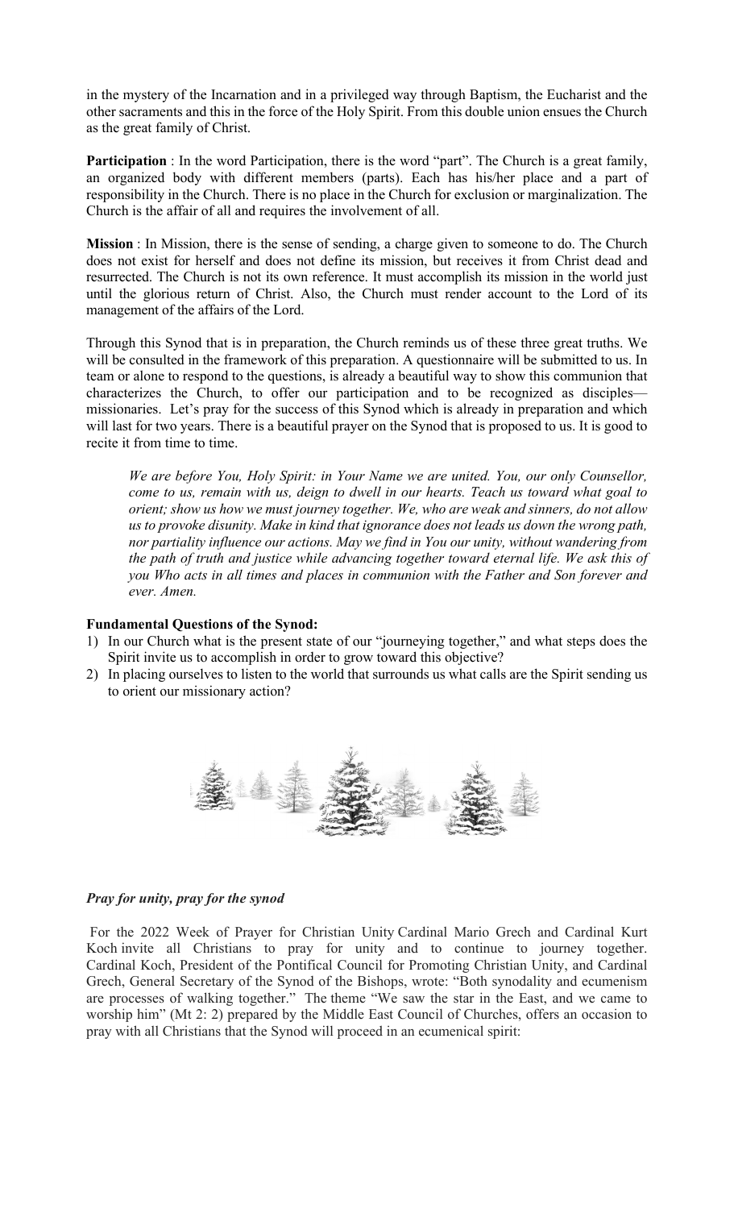in the mystery of the Incarnation and in a privileged way through Baptism, the Eucharist and the other sacraments and this in the force of the Holy Spirit. From this double union ensues the Church as the great family of Christ.

**Participation** : In the word Participation, there is the word "part". The Church is a great family, an organized body with different members (parts). Each has his/her place and a part of responsibility in the Church. There is no place in the Church for exclusion or marginalization. The Church is the affair of all and requires the involvement of all.

**Mission** : In Mission, there is the sense of sending, a charge given to someone to do. The Church does not exist for herself and does not define its mission, but receives it from Christ dead and resurrected. The Church is not its own reference. It must accomplish its mission in the world just until the glorious return of Christ. Also, the Church must render account to the Lord of its management of the affairs of the Lord.

Through this Synod that is in preparation, the Church reminds us of these three great truths. We will be consulted in the framework of this preparation. A questionnaire will be submitted to us. In team or alone to respond to the questions, is already a beautiful way to show this communion that characterizes the Church, to offer our participation and to be recognized as disciples—missionaries. Let's pray for the success of this Synod which is already in preparation and which will last for two years. There is a beautiful prayer on the Synod that is proposed to us. It is good to recite it from time to time.

*We are before You, Holy Spirit: in Your Name we are united. You, our only Counsellor, come to us, remain with us, deign to dwell in our hearts. Teach us toward what goal to orient; show us how we must journey together. We, who are weak and sinners, do not allow us to provoke disunity. Make in kind that ignorance does not leads us down the wrong path, nor partiality influence our actions. May we find in You our unity, without wandering from the path of truth and justice while advancing together toward eternal life. We ask this of you Who acts in all times and places in communion with the Father and Son forever and ever. Amen.*

**Fundamental Questions of the Synod:**

1) In our Church what is the present state of our "journeying together," and what steps does the Spirit invite us to accomplish in order to grow toward this objective?
2) In placing ourselves to listen to the world that surrounds us what calls are the Spirit sending us to orient our missionary action?

***Pray for unity, pray for the synod***

For the 2022 Week of Prayer for Christian Unity Cardinal Mario Grech and Cardinal Kurt Koch invite all Christians to pray for unity and to continue to journey together. Cardinal Koch, President of the Pontifical Council for Promoting Christian Unity, and Cardinal Grech, General Secretary of the Synod of the Bishops, wrote: "Both synodality and ecumenism are processes of walking together." The theme "We saw the star in the East, and we came to worship him" (Mt 2: 2) prepared by the Middle East Council of Churches, offers an occasion to pray with all Christians that the Synod will proceed in an ecumenical spirit: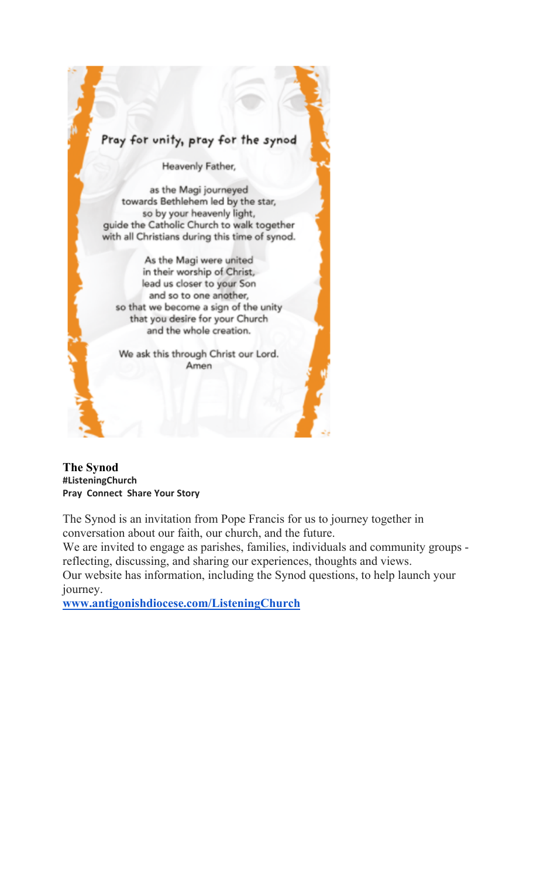## Pray for unity, pray for the synod

Heavenly Father,

as the Magi journeyed
towards Bethlehem led by the star,
so by your heavenly light,
guide the Catholic Church to walk together
with all Christians during this time of synod.

As the Magi were united
in their worship of Christ,
lead us closer to your Son
and so to one another,
so that we become a sign of the unity
that you desire for your Church
and the whole creation.

We ask this through Christ our Lord.
Amen

**The Synod**
**#ListeningChurch**
**Pray Connect Share Your Story**

The Synod is an invitation from Pope Francis for us to journey together in conversation about our faith, our church, and the future.
We are invited to engage as parishes, families, individuals and community groups - reflecting, discussing, and sharing our experiences, thoughts and views.
Our website has information, including the Synod questions, to help launch your journey.
**www.antigonishdiocese.com/ListeningChurch**